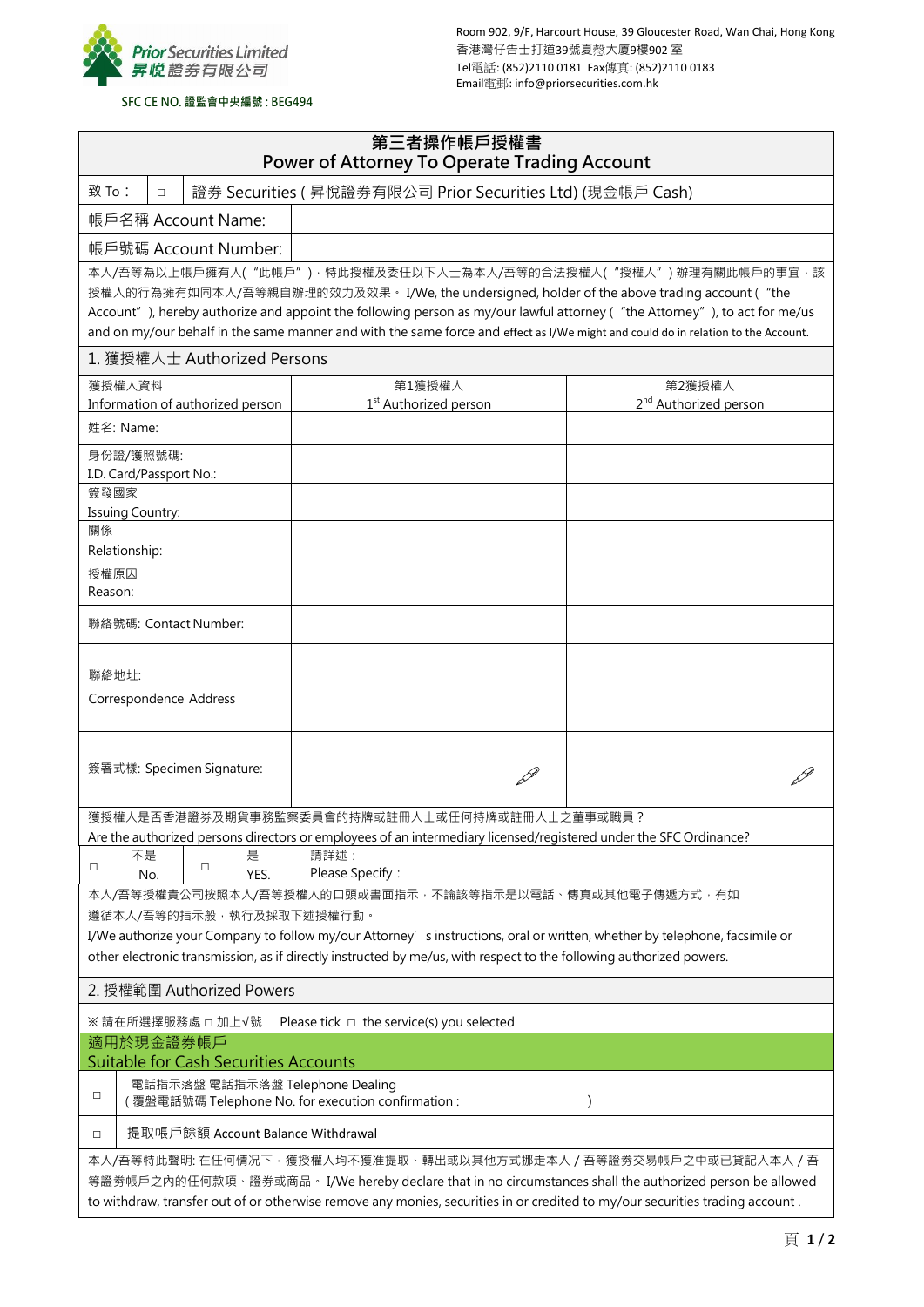**Prior Securities Limited**
**昇悅證券有限公司**

SFC CE NO. 證監會中央編號 : BEG494

Room 902, 9/F, Harcourt House, 39 Gloucester Road, Wan Chai, Hong Kong
香港灣仔告士打道39號夏愨大廈9樓902 室
Tel電話: (852)2110 0181 Fax傳真: (852)2110 0183
Email電郵: info@priorsecurities.com.hk

# 第三者操作帳戶授權書
# Power of Attorney To Operate Trading Account

| 致 To： | □ 證券 Securities ( 昇悅證券有限公司 Prior Securities Ltd) (現金帳戶 Cash) |
|---|---|
| 帳戶名稱 Account Name: | |
| 帳戶號碼 Account Number: | |

本人/吾等為以上帳戶擁有人("此帳戶")，特此授權及委任以下人士為本人/吾等的合法授權人("授權人")辦理有關此帳戶的事宜，該授權人的行為擁有如同本人/吾等親自辦理的效力及效果。 I/We, the undersigned, holder of the above trading account ("the Account"), hereby authorize and appoint the following person as my/our lawful attorney ("the Attorney"), to act for me/us and on my/our behalf in the same manner and with the same force and effect as I/We might and could do in relation to the Account.

## 1. 獲授權人士 Authorized Persons

| 獲授權人資料 Information of authorized person | 第1獲授權人 1st Authorized person | 第2獲授權人 2nd Authorized person |
|---|---|---|
| 姓名: Name: | | |
| 身份證/護照號碼: I.D. Card/Passport No.: | | |
| 簽發國家 Issuing Country: | | |
| 關係 Relationship: | | |
| 授權原因 Reason: | | |
| 聯絡號碼: Contact Number: | | |
| 聯絡地址: Correspondence Address | | |
| 簽署式樣: Specimen Signature: | | |

獲授權人是否香港證券及期貨事務監察委員會的持牌或註冊人士或任何持牌或註冊人士之董事或職員？
Are the authorized persons directors or employees of an intermediary licensed/registered under the SFC Ordinance?

□ 不是 No. □ 是 YES. 請詳述：Please Specify：

本人/吾等授權貴公司按照本人/吾等授權人的口頭或書面指示，不論該等指示是以電話、傳真或其他電子傳遞方式，有如遵循本人/吾等的指示般，執行及採取下述授權行動。
I/We authorize your Company to follow my/our Attorney's instructions, oral or written, whether by telephone, facsimile or other electronic transmission, as if directly instructed by me/us, with respect to the following authorized powers.

## 2. 授權範圍 Authorized Powers

※ 請在所選擇服務處 □ 加上√號 Please tick □ the service(s) you selected

**適用於現金證券帳戶**
**Suitable for Cash Securities Accounts**

□ 電話指示落盤 電話指示落盤 Telephone Dealing
( 覆盤電話號碼 Telephone No. for execution confirmation : )

□ 提取帳戶餘額 Account Balance Withdrawal

本人/吾等特此聲明: 在任何情況下，獲授權人均不獲准提取、轉出或以其他方式挪走本人 / 吾等證券交易帳戶之中或已貸記入本人 / 吾等證券帳戶之內的任何款項、證券或商品。 I/We hereby declare that in no circumstances shall the authorized person be allowed to withdraw, transfer out of or otherwise remove any monies, securities in or credited to my/our securities trading account .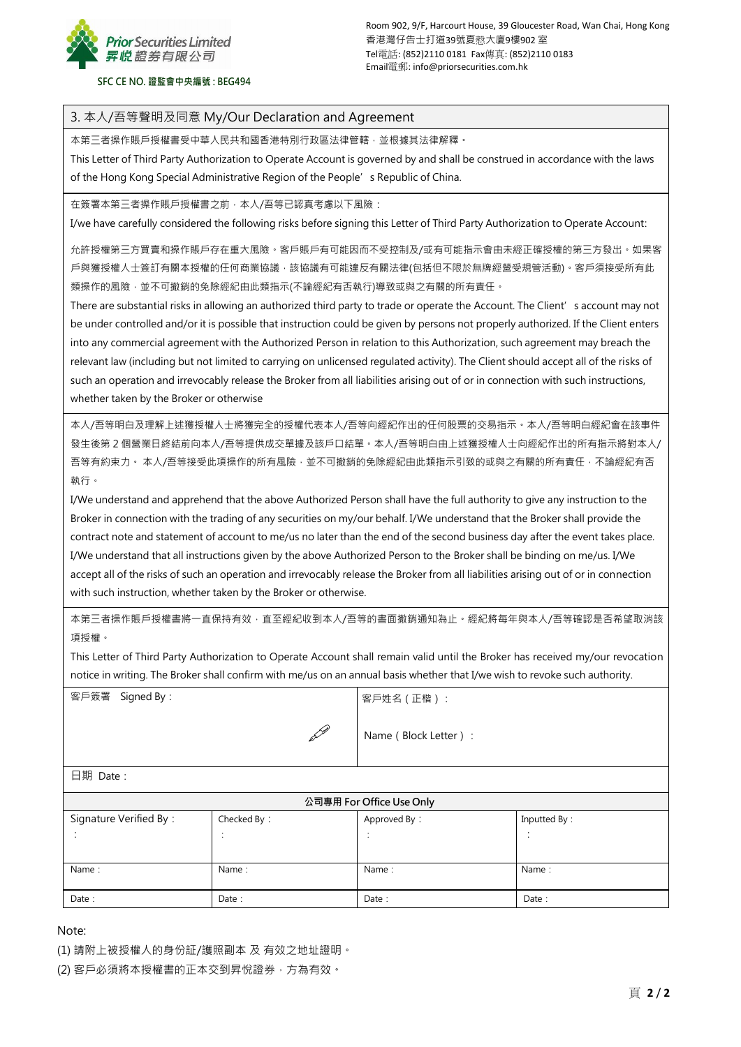Prior Securities Limited
昇悅證券有限公司

SFC CE NO. 證監會中央編號 : BEG494

Room 902, 9/F, Harcourt House, 39 Gloucester Road, Wan Chai, Hong Kong
香港灣仔告士打道39號夏愨大廈9樓902 室
Tel電話: (852)2110 0181 Fax傳真: (852)2110 0183
Email電郵: info@priorsecurities.com.hk

## 3. 本人/吾等聲明及同意 My/Our Declaration and Agreement

本第三者操作賬戶授權書受中華人民共和國香港特別行政區法律管轄，並根據其法律解釋。

This Letter of Third Party Authorization to Operate Account is governed by and shall be construed in accordance with the laws of the Hong Kong Special Administrative Region of the People's Republic of China.

在簽署本第三者操作賬戶授權書之前，本人/吾等已認真考慮以下風險：

I/we have carefully considered the following risks before signing this Letter of Third Party Authorization to Operate Account:

允許授權第三方買賣和操作賬戶存在重大風險。客戶賬戶有可能因而不受控制及/或有可能指示會由未經正確授權的第三方發出。如果客戶與獲授權人士簽訂有關本授權的任何商業協議，該協議有可能違反有關法律(包括但不限於無牌經營受規管活動)。客戶須接受所有此類操作的風險，並不可撤銷的免除經紀由此類指示(不論經紀有否執行)導致或與之有關的所有責任。

There are substantial risks in allowing an authorized third party to trade or operate the Account. The Client's account may not be under controlled and/or it is possible that instruction could be given by persons not properly authorized. If the Client enters into any commercial agreement with the Authorized Person in relation to this Authorization, such agreement may breach the relevant law (including but not limited to carrying on unlicensed regulated activity). The Client should accept all of the risks of such an operation and irrevocably release the Broker from all liabilities arising out of or in connection with such instructions, whether taken by the Broker or otherwise

本人/吾等明白及理解上述獲授權人士將獲完全的授權代表本人/吾等向經紀作出的任何股票的交易指示。本人/吾等明白經紀會在該事件發生後第 2 個營業日終結前向本人/吾等提供成交單據及該戶口結單。本人/吾等明白由上述獲授權人士向經紀作出的所有指示將對本人/吾等有約束力。 本人/吾等接受此項操作的所有風險，並不可撤銷的免除經紀由此類指示引致的或與之有關的所有責任，不論經紀有否執行。

I/We understand and apprehend that the above Authorized Person shall have the full authority to give any instruction to the Broker in connection with the trading of any securities on my/our behalf. I/We understand that the Broker shall provide the contract note and statement of account to me/us no later than the end of the second business day after the event takes place. I/We understand that all instructions given by the above Authorized Person to the Broker shall be binding on me/us. I/We accept all of the risks of such an operation and irrevocably release the Broker from all liabilities arising out of or in connection with such instruction, whether taken by the Broker or otherwise.

本第三者操作賬戶授權書將一直保持有效，直至經紀收到本人/吾等的書面撤銷通知為止。經紀將每年與本人/吾等確認是否希望取消該項授權。

This Letter of Third Party Authorization to Operate Account shall remain valid until the Broker has received my/our revocation notice in writing. The Broker shall confirm with me/us on an annual basis whether that I/we wish to revoke such authority.

| | |
|---|---|
| 客戶簽署 Signed By： | 客戶姓名（正楷）：<br>Name（Block Letter）： |
| 日期 Date： | |

**公司專用 For Office Use Only**

| Signature Verified By： | Checked By： | Approved By： | Inputted By： |
|---|---|---|---|
| ： | ： | ： | ： |
| Name： | Name： | Name： | Name： |
| Date： | Date： | Date： | Date： |

Note:

(1) 請附上被授權人的身份証/護照副本 及 有效之地址證明。

(2) 客戶必須將本授權書的正本交到昇悅證券，方為有效。